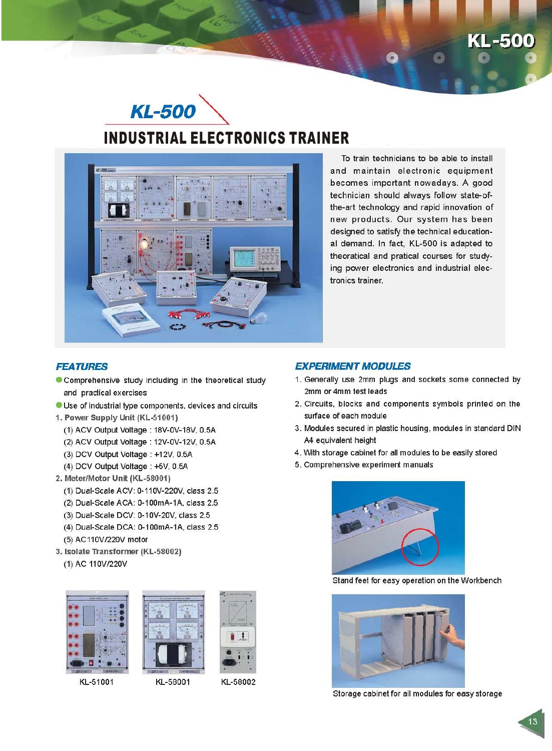# KL-500

## INDUSTRIAL ELECTRONICS TRAINER

To train technicians to be able to install and maintain electronic equipment becomes important nowadays. A good technician should always follow state-of-the-art technology and rapid innovation of new products. Our system has been designed to satisfy the technical educational demand. In fact, KL-500 is adapted to theoretical and pratical courses for studying power electronics and industrial electronics trainer.

### FEATURES

- Comprehensive study including in the theoretical study and practical exercises
- Use of industrial type components, devices and circuits

1. **Power Supply Unit (KL-51001)**
   (1) ACV Output Voltage : 18V-0V-18V, 0.5A
   (2) ACV Output Voltage : 12V-0V-12V, 0.5A
   (3) DCV Output Voltage : +12V, 0.5A
   (4) DCV Output Voltage : +5V, 0.5A
2. **Meter/Motor Unit (KL-58001)**
   (1) Dual-Scale ACV: 0-110V-220V, class 2.5
   (2) Dual-Scale ACA: 0-100mA-1A, class 2.5
   (3) Dual-Scale DCV: 0-10V-20V, class 2.5
   (4) Dual-Scale DCA: 0-100mA-1A, class 2.5
   (5) AC110V/220V motor
3. **Isolate Transformer (KL-58002)**
   (1) AC 110V/220V

KL-51001 KL-58001 KL-58002

### EXPERIMENT MODULES

1. Generally use 2mm plugs and sockets some connected by 2mm or 4mm test leads
2. Circuits, blocks and components symbols printed on the surface of each module
3. Modules secured in plastic housing, modules in standard DIN A4 equivalent height
4. With storage cabinet for all modules to be easily stored
5. Comprehensive experiment manuals

Stand feet for easy operation on the Workbench

Storage cabinet for all modules for easy storage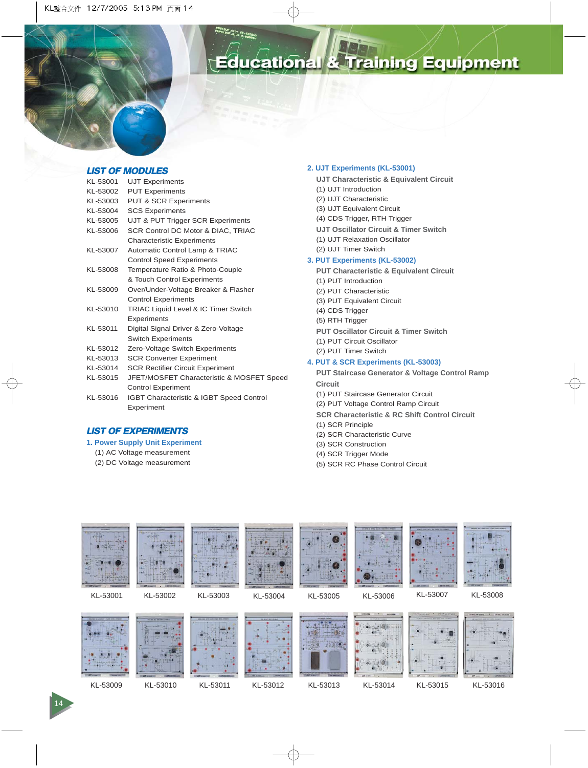# Educational & Training Equipment

## LIST OF MODULES

| | |
|---|---|
| KL-53001 | UJT Experiments |
| KL-53002 | PUT Experiments |
| KL-53003 | PUT & SCR Experiments |
| KL-53004 | SCS Experiments |
| KL-53005 | UJT & PUT Trigger SCR Experiments |
| KL-53006 | SCR Control DC Motor & DIAC, TRIAC Characteristic Experiments |
| KL-53007 | Automatic Control Lamp & TRIAC Control Speed Experiments |
| KL-53008 | Temperature Ratio & Photo-Couple & Touch Control Experiments |
| KL-53009 | Over/Under-Voltage Breaker & Flasher Control Experiments |
| KL-53010 | TRIAC Liquid Level & IC Timer Switch Experiments |
| KL-53011 | Digital Signal Driver & Zero-Voltage Switch Experiments |
| KL-53012 | Zero-Voltage Switch Experiments |
| KL-53013 | SCR Converter Experiment |
| KL-53014 | SCR Rectifier Circuit Experiment |
| KL-53015 | JFET/MOSFET Characteristic & MOSFET Speed Control Experiment |
| KL-53016 | IGBT Characteristic & IGBT Speed Control Experiment |

## LIST OF EXPERIMENTS

### 1. Power Supply Unit Experiment

(1) AC Voltage measurement
(2) DC Voltage measurement

### 2. UJT Experiments (KL-53001)

**UJT Characteristic & Equivalent Circuit**

(1) UJT Introduction
(2) UJT Characteristic
(3) UJT Equivalent Circuit
(4) CDS Trigger, RTH Trigger

**UJT Oscillator Circuit & Timer Switch**

(1) UJT Relaxation Oscillator
(2) UJT Timer Switch

### 3. PUT Experiments (KL-53002)

**PUT Characteristic & Equivalent Circuit**

(1) PUT Introduction
(2) PUT Characteristic
(3) PUT Equivalent Circuit
(4) CDS Trigger
(5) RTH Trigger

**PUT Oscillator Circuit & Timer Switch**

(1) PUT Circuit Oscillator
(2) PUT Timer Switch

### 4. PUT & SCR Experiments (KL-53003)

**PUT Staircase Generator & Voltage Control Ramp Circuit**

(1) PUT Staircase Generator Circuit
(2) PUT Voltage Control Ramp Circuit

**SCR Characteristic & RC Shift Control Circuit**

(1) SCR Principle
(2) SCR Characteristic Curve
(3) SCR Construction
(4) SCR Trigger Mode
(5) SCR RC Phase Control Circuit

KL-53001 KL-53002 KL-53003 KL-53004 KL-53005 KL-53006 KL-53007 KL-53008

KL-53009 KL-53010 KL-53011 KL-53012 KL-53013 KL-53014 KL-53015 KL-53016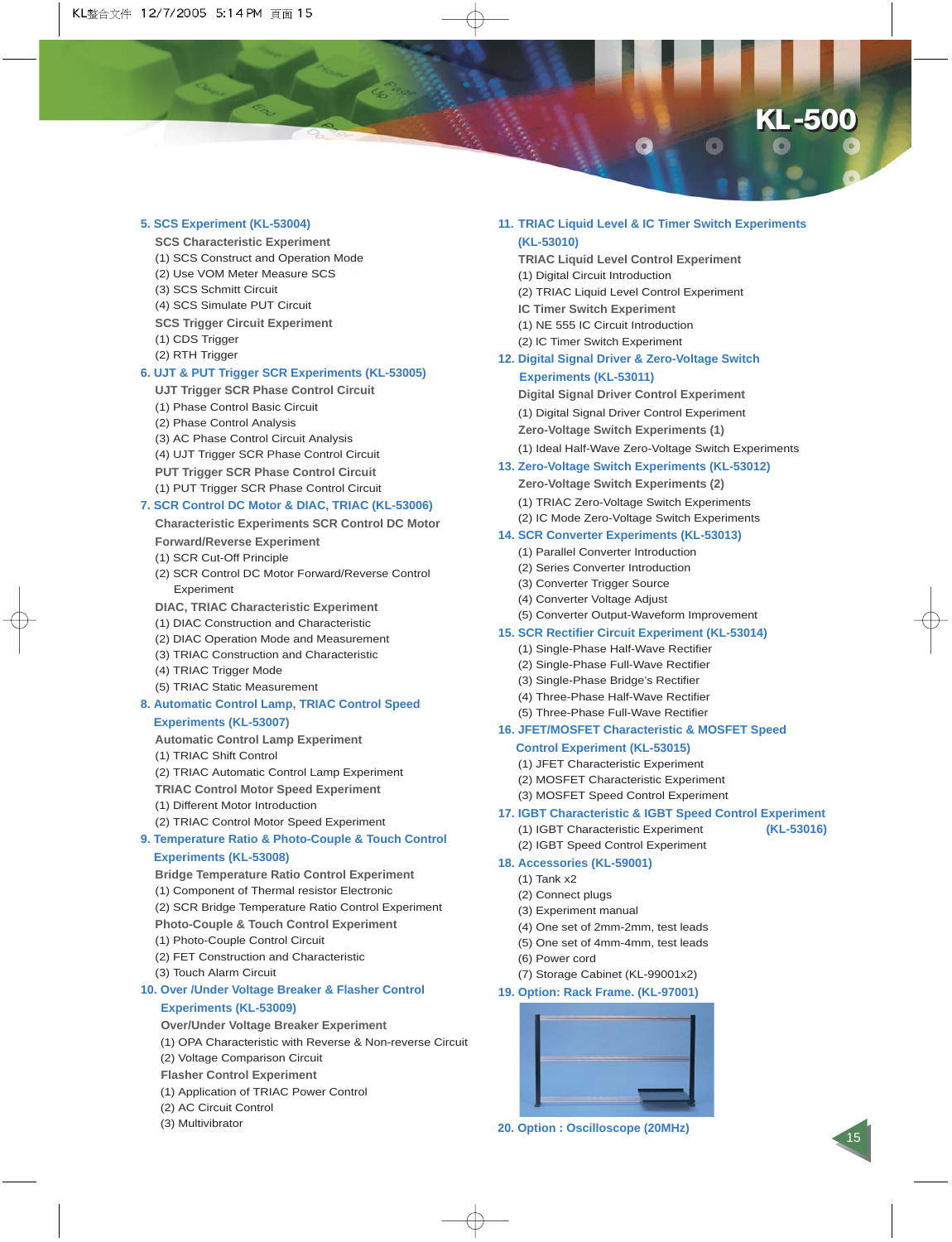# KL-500

## 5. SCS Experiment (KL-53004)

**SCS Characteristic Experiment**

(1) SCS Construct and Operation Mode
(2) Use VOM Meter Measure SCS
(3) SCS Schmitt Circuit
(4) SCS Simulate PUT Circuit

**SCS Trigger Circuit Experiment**

(1) CDS Trigger
(2) RTH Trigger

## 6. UJT & PUT Trigger SCR Experiments (KL-53005)

**UJT Trigger SCR Phase Control Circuit**

(1) Phase Control Basic Circuit
(2) Phase Control Analysis
(3) AC Phase Control Circuit Analysis
(4) UJT Trigger SCR Phase Control Circuit

**PUT Trigger SCR Phase Control Circuit**

(1) PUT Trigger SCR Phase Control Circuit

## 7. SCR Control DC Motor & DIAC, TRIAC (KL-53006)

**Characteristic Experiments SCR Control DC Motor Forward/Reverse Experiment**

(1) SCR Cut-Off Principle
(2) SCR Control DC Motor Forward/Reverse Control Experiment

**DIAC, TRIAC Characteristic Experiment**

(1) DIAC Construction and Characteristic
(2) DIAC Operation Mode and Measurement
(3) TRIAC Construction and Characteristic
(4) TRIAC Trigger Mode
(5) TRIAC Static Measurement

## 8. Automatic Control Lamp, TRIAC Control Speed Experiments (KL-53007)

**Automatic Control Lamp Experiment**

(1) TRIAC Shift Control
(2) TRIAC Automatic Control Lamp Experiment

**TRIAC Control Motor Speed Experiment**

(1) Different Motor Introduction
(2) TRIAC Control Motor Speed Experiment

## 9. Temperature Ratio & Photo-Couple & Touch Control Experiments (KL-53008)

**Bridge Temperature Ratio Control Experiment**

(1) Component of Thermal resistor Electronic
(2) SCR Bridge Temperature Ratio Control Experiment

**Photo-Couple & Touch Control Experiment**

(1) Photo-Couple Control Circuit
(2) FET Construction and Characteristic
(3) Touch Alarm Circuit

## 10. Over /Under Voltage Breaker & Flasher Control Experiments (KL-53009)

**Over/Under Voltage Breaker Experiment**

(1) OPA Characteristic with Reverse & Non-reverse Circuit
(2) Voltage Comparison Circuit

**Flasher Control Experiment**

(1) Application of TRIAC Power Control
(2) AC Circuit Control
(3) Multivibrator

## 11. TRIAC Liquid Level & IC Timer Switch Experiments (KL-53010)

**TRIAC Liquid Level Control Experiment**

(1) Digital Circuit Introduction
(2) TRIAC Liquid Level Control Experiment

**IC Timer Switch Experiment**

(1) NE 555 IC Circuit Introduction
(2) IC Timer Switch Experiment

## 12. Digital Signal Driver & Zero-Voltage Switch Experiments (KL-53011)

**Digital Signal Driver Control Experiment**

(1) Digital Signal Driver Control Experiment

**Zero-Voltage Switch Experiments (1)**

(1) Ideal Half-Wave Zero-Voltage Switch Experiments

## 13. Zero-Voltage Switch Experiments (KL-53012)

**Zero-Voltage Switch Experiments (2)**

(1) TRIAC Zero-Voltage Switch Experiments
(2) IC Mode Zero-Voltage Switch Experiments

## 14. SCR Converter Experiments (KL-53013)

(1) Parallel Converter Introduction
(2) Series Converter Introduction
(3) Converter Trigger Source
(4) Converter Voltage Adjust
(5) Converter Output-Waveform Improvement

## 15. SCR Rectifier Circuit Experiment (KL-53014)

(1) Single-Phase Half-Wave Rectifier
(2) Single-Phase Full-Wave Rectifier
(3) Single-Phase Bridge's Rectifier
(4) Three-Phase Half-Wave Rectifier
(5) Three-Phase Full-Wave Rectifier

## 16. JFET/MOSFET Characteristic & MOSFET Speed Control Experiment (KL-53015)

(1) JFET Characteristic Experiment
(2) MOSFET Characteristic Experiment
(3) MOSFET Speed Control Experiment

## 17. IGBT Characteristic & IGBT Speed Control Experiment (KL-53016)

(1) IGBT Characteristic Experiment
(2) IGBT Speed Control Experiment

## 18. Accessories (KL-59001)

(1) Tank x2
(2) Connect plugs
(3) Experiment manual
(4) One set of 2mm-2mm, test leads
(5) One set of 4mm-4mm, test leads
(6) Power cord
(7) Storage Cabinet (KL-99001x2)

## 19. Option: Rack Frame. (KL-97001)

## 20. Option : Oscilloscope (20MHz)